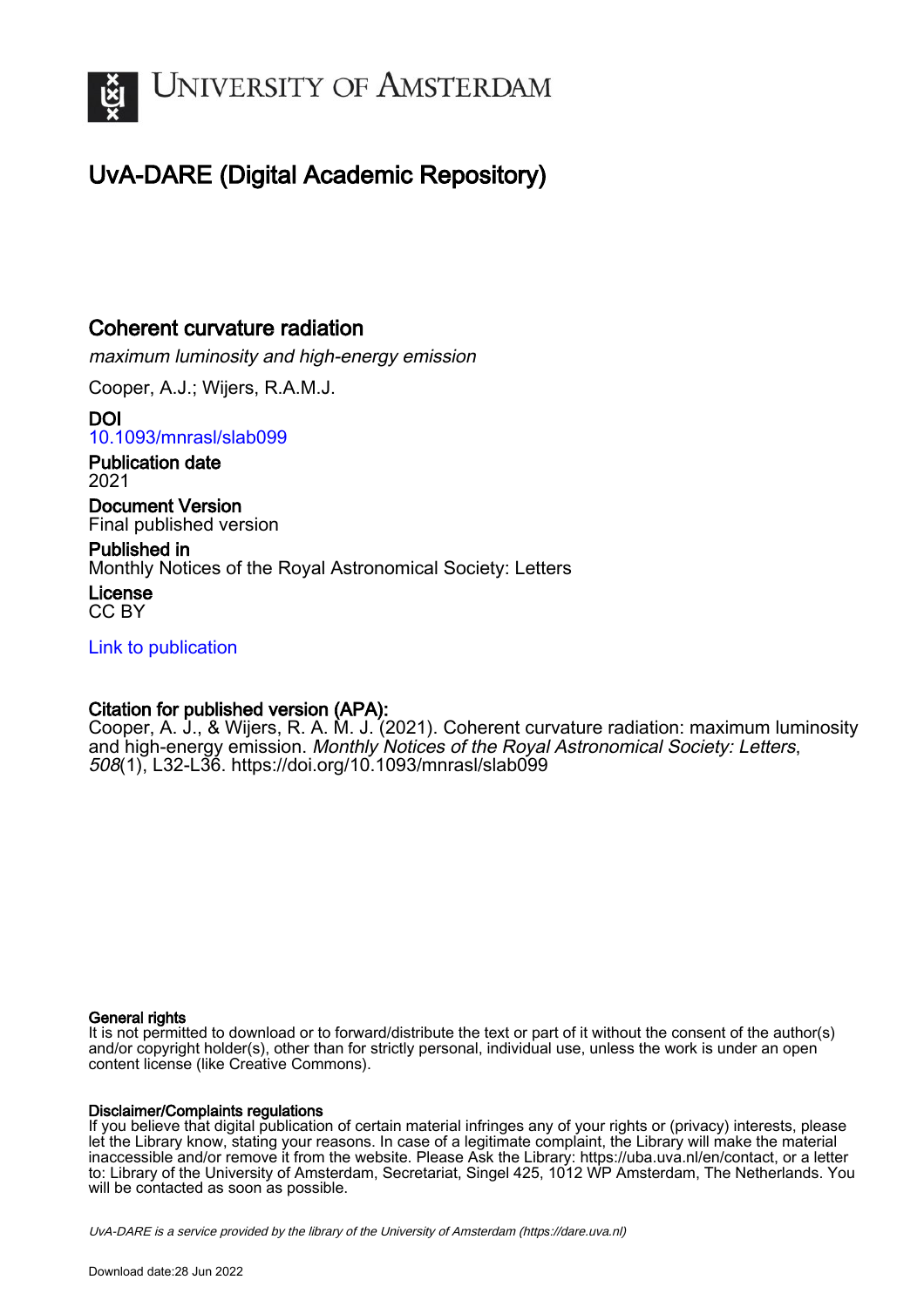# UvA-DARE (Digital Academic Repository)

## Coherent curvature radiation

*maximum luminosity and high-energy emission*

Cooper, A.J.; Wijers, R.A.M.J.

**DOI**
10.1093/mnrasl/slab099

**Publication date**
2021

**Document Version**
Final published version

**Published in**
Monthly Notices of the Royal Astronomical Society: Letters

**License**
CC BY

Link to publication

**Citation for published version (APA):**
Cooper, A. J., & Wijers, R. A. M. J. (2021). Coherent curvature radiation: maximum luminosity and high-energy emission. *Monthly Notices of the Royal Astronomical Society: Letters*, *508*(1), L32-L36. https://doi.org/10.1093/mnrasl/slab099

**General rights**
It is not permitted to download or to forward/distribute the text or part of it without the consent of the author(s) and/or copyright holder(s), other than for strictly personal, individual use, unless the work is under an open content license (like Creative Commons).

**Disclaimer/Complaints regulations**
If you believe that digital publication of certain material infringes any of your rights or (privacy) interests, please let the Library know, stating your reasons. In case of a legitimate complaint, the Library will make the material inaccessible and/or remove it from the website. Please Ask the Library: https://uba.uva.nl/en/contact, or a letter to: Library of the University of Amsterdam, Secretariat, Singel 425, 1012 WP Amsterdam, The Netherlands. You will be contacted as soon as possible.

*UvA-DARE is a service provided by the library of the University of Amsterdam (https://dare.uva.nl)*

Download date:28 Jun 2022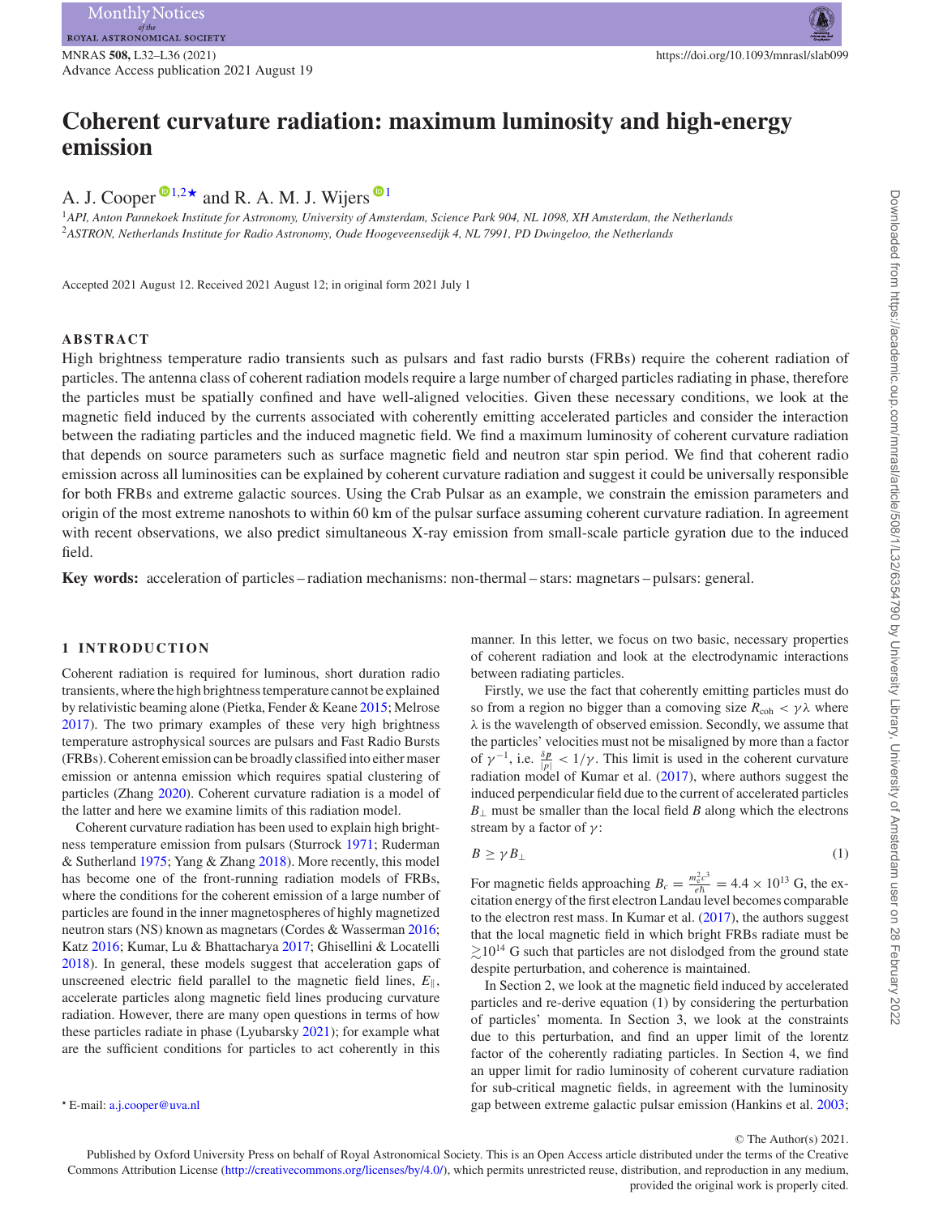# Coherent curvature radiation: maximum luminosity and high-energy emission

A. J. Cooper[1,2]★ and R. A. M. J. Wijers[1]

[1] *API, Anton Pannekoek Institute for Astronomy, University of Amsterdam, Science Park 904, NL 1098, XH Amsterdam, the Netherlands*
[2] *ASTRON, Netherlands Institute for Radio Astronomy, Oude Hoogeveensedijk 4, NL 7991, PD Dwingeloo, the Netherlands*

Accepted 2021 August 12. Received 2021 August 12; in original form 2021 July 1

## ABSTRACT

High brightness temperature radio transients such as pulsars and fast radio bursts (FRBs) require the coherent radiation of particles. The antenna class of coherent radiation models require a large number of charged particles radiating in phase, therefore the particles must be spatially confined and have well-aligned velocities. Given these necessary conditions, we look at the magnetic field induced by the currents associated with coherently emitting accelerated particles and consider the interaction between the radiating particles and the induced magnetic field. We find a maximum luminosity of coherent curvature radiation that depends on source parameters such as surface magnetic field and neutron star spin period. We find that coherent radio emission across all luminosities can be explained by coherent curvature radiation and suggest it could be universally responsible for both FRBs and extreme galactic sources. Using the Crab Pulsar as an example, we constrain the emission parameters and origin of the most extreme nanoshots to within 60 km of the pulsar surface assuming coherent curvature radiation. In agreement with recent observations, we also predict simultaneous X-ray emission from small-scale particle gyration due to the induced field.

**Key words:** acceleration of particles – radiation mechanisms: non-thermal – stars: magnetars – pulsars: general.

## 1 INTRODUCTION

Coherent radiation is required for luminous, short duration radio transients, where the high brightness temperature cannot be explained by relativistic beaming alone (Pietka, Fender & Keane 2015; Melrose 2017). The two primary examples of these very high brightness temperature astrophysical sources are pulsars and Fast Radio Bursts (FRBs). Coherent emission can be broadly classified into either maser emission or antenna emission which requires spatial clustering of particles (Zhang 2020). Coherent curvature radiation is a model of the latter and here we examine limits of this radiation model.

Coherent curvature radiation has been used to explain high brightness temperature emission from pulsars (Sturrock 1971; Ruderman & Sutherland 1975; Yang & Zhang 2018). More recently, this model has become one of the front-running radiation models of FRBs, where the conditions for the coherent emission of a large number of particles are found in the inner magnetospheres of highly magnetized neutron stars (NS) known as magnetars (Cordes & Wasserman 2016; Katz 2016; Kumar, Lu & Bhattacharya 2017; Ghisellini & Locatelli 2018). In general, these models suggest that acceleration gaps of unscreened electric field parallel to the magnetic field lines, $E_{\parallel}$, accelerate particles along magnetic field lines producing curvature radiation. However, there are many open questions in terms of how these particles radiate in phase (Lyubarsky 2021); for example what are the sufficient conditions for particles to act coherently in this manner. In this letter, we focus on two basic, necessary properties of coherent radiation and look at the electrodynamic interactions between radiating particles.

Firstly, we use the fact that coherently emitting particles must do so from a region no bigger than a comoving size $R_{\rm coh} < \gamma\lambda$ where $\lambda$ is the wavelength of observed emission. Secondly, we assume that the particles' velocities must not be misaligned by more than a factor of $\gamma^{-1}$, i.e. $\frac{\delta \boldsymbol{p}}{|p|} < 1/\gamma$. This limit is used in the coherent curvature radiation model of Kumar et al. (2017), where authors suggest the induced perpendicular field due to the current of accelerated particles $B_{\perp}$ must be smaller than the local field $B$ along which the electrons stream by a factor of $\gamma$:

$$B \geq \gamma B_{\perp} \tag{1}$$

For magnetic fields approaching $B_c = \frac{m_e^2 c^3}{e\hbar} = 4.4 \times 10^{13}$ G, the excitation energy of the first electron Landau level becomes comparable to the electron rest mass. In Kumar et al. (2017), the authors suggest that the local magnetic field in which bright FRBs radiate must be $\gtrsim 10^{14}$ G such that particles are not dislodged from the ground state despite perturbation, and coherence is maintained.

In Section 2, we look at the magnetic field induced by accelerated particles and re-derive equation (1) by considering the perturbation of particles' momenta. In Section 3, we look at the constraints due to this perturbation, and find an upper limit of the lorentz factor of the coherently radiating particles. In Section 4, we find an upper limit for radio luminosity of coherent curvature radiation for sub-critical magnetic fields, in agreement with the luminosity gap between extreme galactic pulsar emission (Hankins et al. 2003;

★ E-mail: a.j.cooper@uva.nl

© The Author(s) 2021.
Published by Oxford University Press on behalf of Royal Astronomical Society. This is an Open Access article distributed under the terms of the Creative Commons Attribution License (http://creativecommons.org/licenses/by/4.0/), which permits unrestricted reuse, distribution, and reproduction in any medium, provided the original work is properly cited.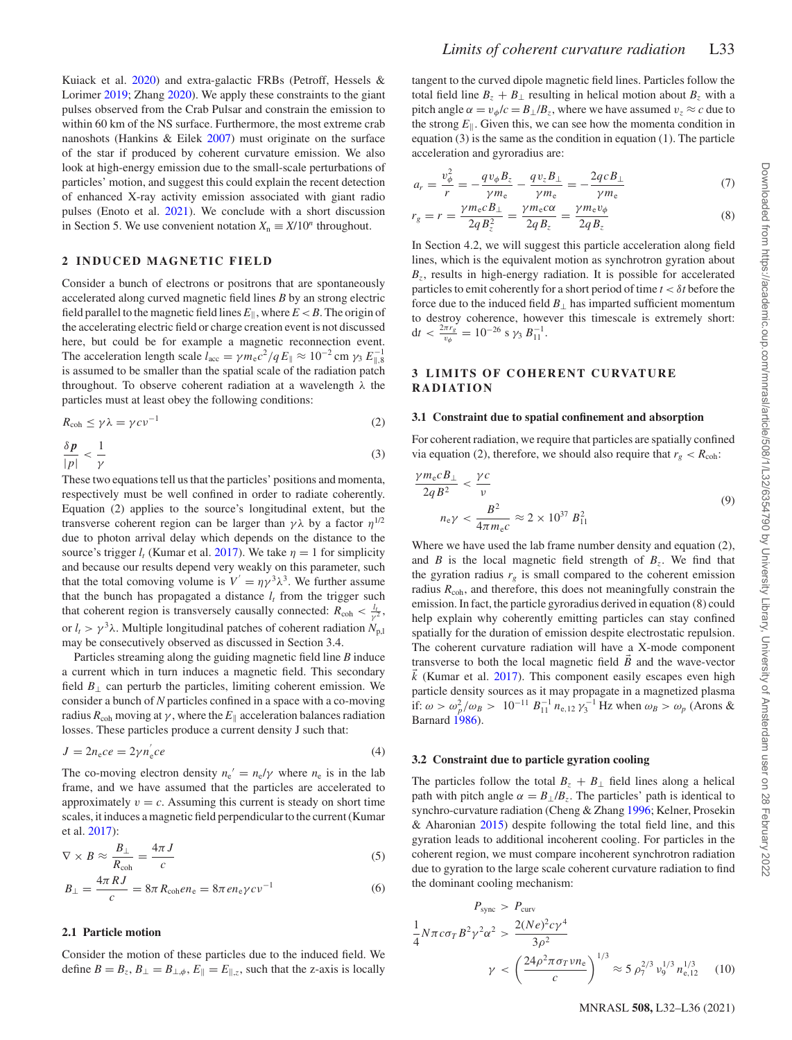Kuiack et al. 2020) and extra-galactic FRBs (Petroff, Hessels & Lorimer 2019; Zhang 2020). We apply these constraints to the giant pulses observed from the Crab Pulsar and constrain the emission to within 60 km of the NS surface. Furthermore, the most extreme crab nanoshots (Hankins & Eilek 2007) must originate on the surface of the star if produced by coherent curvature emission. We also look at high-energy emission due to the small-scale perturbations of particles' motion, and suggest this could explain the recent detection of enhanced X-ray activity emission associated with giant radio pulses (Enoto et al. 2021). We conclude with a short discussion in Section 5. We use convenient notation $X_{\rm n} \equiv X/10^n$ throughout.

## 2 INDUCED MAGNETIC FIELD

Consider a bunch of electrons or positrons that are spontaneously accelerated along curved magnetic field lines $B$ by an strong electric field parallel to the magnetic field lines $E_{\parallel}$, where $E < B$. The origin of the accelerating electric field or charge creation event is not discussed here, but could be for example a magnetic reconnection event. The acceleration length scale $l_{\rm acc} = \gamma m_{\rm e} c^2/qE_{\parallel} \approx 10^{-2}\,{\rm cm}\ \gamma_3\, E_{\parallel,8}^{-1}$ is assumed to be smaller than the spatial scale of the radiation patch throughout. To observe coherent radiation at a wavelength $\lambda$ the particles must at least obey the following conditions:

$$R_{\rm coh} \leq \gamma\lambda = \gamma c \nu^{-1} \tag{2}$$

$$\frac{\delta \boldsymbol{p}}{|p|} < \frac{1}{\gamma} \tag{3}$$

These two equations tell us that the particles' positions and momenta, respectively must be well confined in order to radiate coherently. Equation (2) applies to the source's longitudinal extent, but the transverse coherent region can be larger than $\gamma\lambda$ by a factor $\eta^{1/2}$ due to photon arrival delay which depends on the distance to the source's trigger $l_t$ (Kumar et al. 2017). We take $\eta = 1$ for simplicity and because our results depend very weakly on this parameter, such that the total comoving volume is $V' = \eta\gamma^3\lambda^3$. We further assume that the bunch has propagated a distance $l_t$ from the trigger such that coherent region is transversely causally connected: $R_{\rm coh} < \frac{l_t}{\gamma^2}$, or $l_t > \gamma^3\lambda$. Multiple longitudinal patches of coherent radiation $N_{\rm p,l}$ may be consecutively observed as discussed in Section 3.4.

Particles streaming along the guiding magnetic field line $B$ induce a current which in turn induces a magnetic field. This secondary field $B_{\perp}$ can perturb the particles, limiting coherent emission. We consider a bunch of $N$ particles confined in a space with a co-moving radius $R_{\rm coh}$ moving at $\gamma$, where the $E_{\parallel}$ acceleration balances radiation losses. These particles produce a current density J such that:

$$J = 2n_{\rm e}ce = 2\gamma n_{\rm e}' ce \tag{4}$$

The co-moving electron density $n_{\rm e}' = n_{\rm e}/\gamma$ where $n_{\rm e}$ is in the lab frame, and we have assumed that the particles are accelerated to approximately $v = c$. Assuming this current is steady on short time scales, it induces a magnetic field perpendicular to the current (Kumar et al. 2017):

$$\nabla \times B \approx \frac{B_{\perp}}{R_{\rm coh}} = \frac{4\pi J}{c} \tag{5}$$

$$B_{\perp} = \frac{4\pi RJ}{c} = 8\pi R_{\rm coh} e n_{\rm e} = 8\pi e n_{\rm e}\gamma c \nu^{-1} \tag{6}$$

### 2.1 Particle motion

Consider the motion of these particles due to the induced field. We define $B = B_z$, $B_{\perp} = B_{\perp,\phi}$, $E_{\parallel} = E_{\parallel,z}$, such that the z-axis is locally tangent to the curved dipole magnetic field lines. Particles follow the total field line $B_z + B_{\perp}$ resulting in helical motion about $B_z$ with a pitch angle $\alpha = v_\phi/c = B_{\perp}/B_z$, where we have assumed $v_z \approx c$ due to the strong $E_{\parallel}$. Given this, we can see how the momenta condition in equation (3) is the same as the condition in equation (1). The particle acceleration and gyroradius are:

$$a_r = \frac{v_\phi^2}{r} = -\frac{qv_\phi B_z}{\gamma m_{\rm e}} - \frac{qv_z B_{\perp}}{\gamma m_{\rm e}} = -\frac{2qcB_{\perp}}{\gamma m_{\rm e}} \tag{7}$$

$$r_g = r = \frac{\gamma m_{\rm e} c B_{\perp}}{2qB_z^2} = \frac{\gamma m_{\rm e} c\alpha}{2qB_z} = \frac{\gamma m_{\rm e} v_\phi}{2qB_z} \tag{8}$$

In Section 4.2, we will suggest this particle acceleration along field lines, which is the equivalent motion as synchrotron gyration about $B_z$, results in high-energy radiation. It is possible for accelerated particles to emit coherently for a short period of time $t < \delta t$ before the force due to the induced field $B_{\perp}$ has imparted sufficient momentum to destroy coherence, however this timescale is extremely short: ${\rm d}t < \frac{2\pi r_g}{v_\phi} = 10^{-26}\ {\rm s}\ \gamma_3\, B_{11}^{-1}$.

## 3 LIMITS OF COHERENT CURVATURE RADIATION

### 3.1 Constraint due to spatial confinement and absorption

For coherent radiation, we require that particles are spatially confined via equation (2), therefore, we should also require that $r_g < R_{\rm coh}$:

$$\begin{aligned} \frac{\gamma m_{\rm e} c B_{\perp}}{2qB^2} &< \frac{\gamma c}{\nu} \\ n_{\rm e}\gamma &< \frac{B^2}{4\pi m_{\rm e} c} \approx 2\times 10^{37}\ B_{11}^2 \end{aligned} \tag{9}$$

Where we have used the lab frame number density and equation (2), and $B$ is the local magnetic field strength of $B_z$. We find that the gyration radius $r_g$ is small compared to the coherent emission radius $R_{\rm coh}$, and therefore, this does not meaningfully constrain the emission. In fact, the particle gyroradius derived in equation (8) could help explain why coherently emitting particles can stay confined spatially for the duration of emission despite electrostatic repulsion. The coherent curvature radiation will have a X-mode component transverse to both the local magnetic field $\vec{B}$ and the wave-vector $\vec{k}$ (Kumar et al. 2017). This component easily escapes even high particle density sources as it may propagate in a magnetized plasma if: $\omega > \omega_p^2/\omega_B > 10^{-11}\ B_{11}^{-1}\, n_{\rm e,12}\, \gamma_3^{-1}$ Hz when $\omega_B > \omega_p$ (Arons & Barnard 1986).

### 3.2 Constraint due to particle gyration cooling

The particles follow the total $B_z + B_{\perp}$ field lines along a helical path with pitch angle $\alpha = B_{\perp}/B_z$. The particles' path is identical to synchro-curvature radiation (Cheng & Zhang 1996; Kelner, Prosekin & Aharonian 2015) despite following the total field line, and this gyration leads to additional incoherent cooling. For particles in the coherent region, we must compare incoherent synchrotron radiation due to gyration to the large scale coherent curvature radiation to find the dominant cooling mechanism:

$$\begin{aligned} P_{\rm sync} &> P_{\rm curv} \\ \frac{1}{4}N\pi c\sigma_T B^2\gamma^2\alpha^2 &> \frac{2(Ne)^2 c\gamma^4}{3\rho^2} \\ \gamma &< \left(\frac{24\rho^2\pi\sigma_T \nu n_{\rm e}}{c}\right)^{1/3} \approx 5\ \rho_7^{2/3}\,\nu_9^{1/3}\,n_{\rm e,12}^{1/3} \end{aligned} \tag{10}$$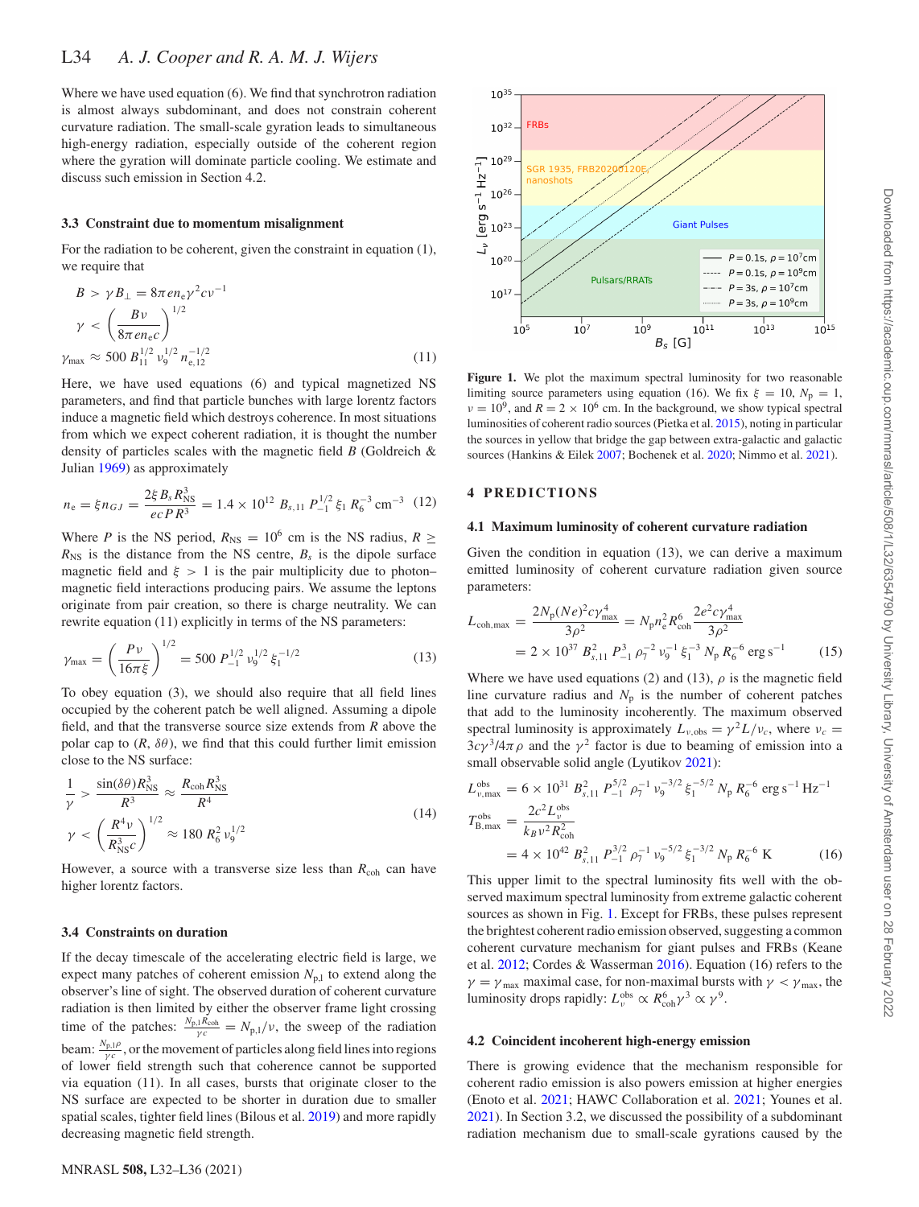Where we have used equation (6). We find that synchrotron radiation is almost always subdominant, and does not constrain coherent curvature radiation. The small-scale gyration leads to simultaneous high-energy radiation, especially outside of the coherent region where the gyration will dominate particle cooling. We estimate and discuss such emission in Section 4.2.

### 3.3 Constraint due to momentum misalignment

For the radiation to be coherent, given the constraint in equation (1), we require that

$$
\begin{aligned}
B &> \gamma B_{\perp} = 8\pi e n_e \gamma^2 c \nu^{-1} \\
\gamma &< \left(\frac{B\nu}{8\pi e n_e c}\right)^{1/2} \\
\gamma_{\max} &\approx 500\, B_{11}^{1/2}\, \nu_9^{1/2}\, n_{e,12}^{-1/2}
\end{aligned}
\tag{11}
$$

Here, we have used equations (6) and typical magnetized NS parameters, and find that particle bunches with large lorentz factors induce a magnetic field which destroys coherence. In most situations from which we expect coherent radiation, it is thought the number density of particles scales with the magnetic field $B$ (Goldreich & Julian 1969) as approximately

$$
n_e = \xi n_{GJ} = \frac{2\xi B_s R_{\rm NS}^3}{ecPR^3} = 1.4\times 10^{12}\, B_{s,11}\, P_{-1}^{1/2}\, \xi_1\, R_6^{-3}\ \mathrm{cm}^{-3} \tag{12}
$$

Where $P$ is the NS period, $R_{\rm NS} = 10^6$ cm is the NS radius, $R \geq R_{\rm NS}$ is the distance from the NS centre, $B_s$ is the dipole surface magnetic field and $\xi > 1$ is the pair multiplicity due to photon–magnetic field interactions producing pairs. We assume the leptons originate from pair creation, so there is charge neutrality. We can rewrite equation (11) explicitly in terms of the NS parameters:

$$
\gamma_{\max} = \left(\frac{P\nu}{16\pi\xi}\right)^{1/2} = 500\, P_{-1}^{1/2}\, \nu_9^{1/2}\, \xi_1^{-1/2} \tag{13}
$$

To obey equation (3), we should also require that all field lines occupied by the coherent patch be well aligned. Assuming a dipole field, and that the transverse source size extends from $R$ above the polar cap to $(R, \delta\theta)$, we find that this could further limit emission close to the NS surface:

$$
\begin{aligned}
\frac{1}{\gamma} &> \frac{\sin(\delta\theta) R_{\rm NS}^3}{R^3} \approx \frac{R_{\rm coh} R_{\rm NS}^3}{R^4} \\
\gamma &< \left(\frac{R^4\nu}{R_{\rm NS}^3 c}\right)^{1/2} \approx 180\, R_6^2\, \nu_9^{1/2}
\end{aligned}
\tag{14}
$$

However, a source with a transverse size less than $R_{\rm coh}$ can have higher lorentz factors.

### 3.4 Constraints on duration

If the decay timescale of the accelerating electric field is large, we expect many patches of coherent emission $N_{\rm p,l}$ to extend along the observer's line of sight. The observed duration of coherent curvature radiation is then limited by either the observer frame light crossing time of the patches: $\frac{N_{\rm p,l} R_{\rm coh}}{\gamma c} = N_{\rm p,l}/\nu$, the sweep of the radiation beam: $\frac{N_{\rm p,l}\rho}{\gamma c}$, or the movement of particles along field lines into regions of lower field strength such that coherence cannot be supported via equation (11). In all cases, bursts that originate closer to the NS surface are expected to be shorter in duration due to smaller spatial scales, tighter field lines (Bilous et al. 2019) and more rapidly decreasing magnetic field strength.

**Figure 1.** We plot the maximum spectral luminosity for two reasonable limiting source parameters using equation (16). We fix $\xi = 10$, $N_{\rm p} = 1$, $\nu = 10^9$, and $R = 2\times 10^6$ cm. In the background, we show typical spectral luminosities of coherent radio sources (Pietka et al. 2015), noting in particular the sources in yellow that bridge the gap between extra-galactic and galactic sources (Hankins & Eilek 2007; Bochenek et al. 2020; Nimmo et al. 2021).

## 4 PREDICTIONS

### 4.1 Maximum luminosity of coherent curvature radiation

Given the condition in equation (13), we can derive a maximum emitted luminosity of coherent curvature radiation given source parameters:

$$
\begin{aligned}
L_{\rm coh,max} &= \frac{2N_{\rm p}(Ne)^2 c\gamma_{\max}^4}{3\rho^2} = N_{\rm p} n_e^2 R_{\rm coh}^6 \frac{2e^2 c\gamma_{\max}^4}{3\rho^2} \\
&= 2\times 10^{37}\, B_{s,11}^2\, P_{-1}^3\, \rho_7^{-2}\, \nu_9^{-1}\, \xi_1^{-3}\, N_{\rm p}\, R_6^{-6}\ \mathrm{erg\,s^{-1}}
\end{aligned}
\tag{15}
$$

Where we have used equations (2) and (13), $\rho$ is the magnetic field line curvature radius and $N_{\rm p}$ is the number of coherent patches that add to the luminosity incoherently. The maximum observed spectral luminosity is approximately $L_{\nu,\rm obs} = \gamma^2 L/\nu_c$, where $\nu_c = 3c\gamma^3/4\pi\rho$ and the $\gamma^2$ factor is due to beaming of emission into a small observable solid angle (Lyutikov 2021):

$$
\begin{aligned}
L_{\nu,\max}^{\rm obs} &= 6\times 10^{31}\, B_{s,11}^2\, P_{-1}^{5/2}\, \rho_7^{-1}\, \nu_9^{-3/2}\, \xi_1^{-5/2}\, N_{\rm p}\, R_6^{-6}\ \mathrm{erg\,s^{-1}\,Hz^{-1}} \\
T_{\rm B,max}^{\rm obs} &= \frac{2c^2 L_\nu^{\rm obs}}{k_B \nu^2 R_{\rm coh}^2} \\
&= 4\times 10^{42}\, B_{s,11}^2\, P_{-1}^{3/2}\, \rho_7^{-1}\, \nu_9^{-5/2}\, \xi_1^{-3/2}\, N_{\rm p}\, R_6^{-6}\ \mathrm{K}
\end{aligned}
\tag{16}
$$

This upper limit to the spectral luminosity fits well with the observed maximum spectral luminosity from extreme galactic coherent sources as shown in Fig. 1. Except for FRBs, these pulses represent the brightest coherent radio emission observed, suggesting a common coherent curvature mechanism for giant pulses and FRBs (Keane et al. 2012; Cordes & Wasserman 2016). Equation (16) refers to the $\gamma = \gamma_{\max}$ maximal case, for non-maximal bursts with $\gamma < \gamma_{\max}$, the luminosity drops rapidly: $L_\nu^{\rm obs} \propto R_{\rm coh}^6 \gamma^3 \propto \gamma^9$.

### 4.2 Coincident incoherent high-energy emission

There is growing evidence that the mechanism responsible for coherent radio emission is also powers emission at higher energies (Enoto et al. 2021; HAWC Collaboration et al. 2021; Younes et al. 2021). In Section 3.2, we discussed the possibility of a subdominant radiation mechanism due to small-scale gyrations caused by the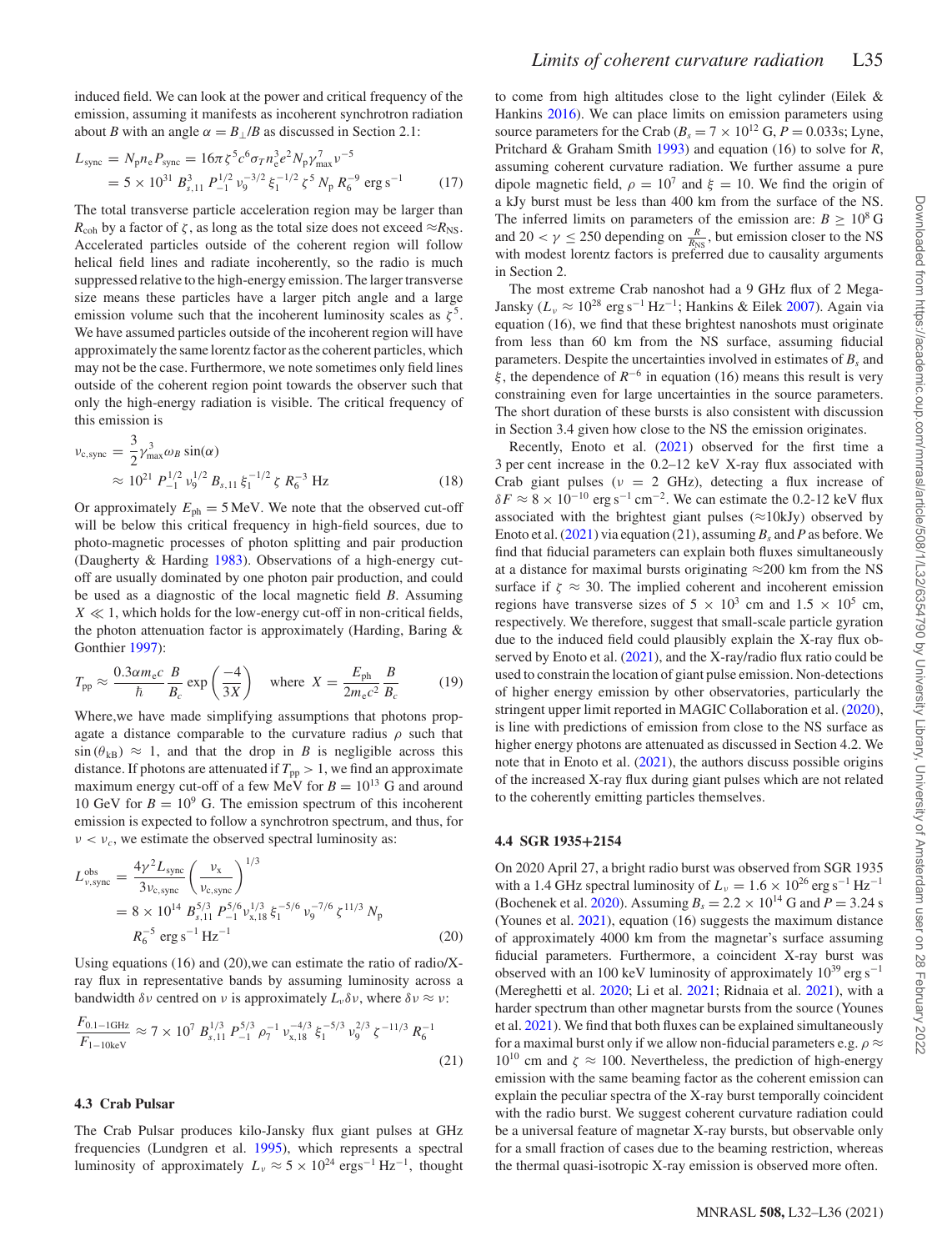induced field. We can look at the power and critical frequency of the emission, assuming it manifests as incoherent synchrotron radiation about $B$ with an angle $\alpha = B_{\perp}/B$ as discussed in Section 2.1:

$$L_{\rm sync} = N_{\rm p} n_{\rm e} P_{\rm sync} = 16\pi \zeta^5 c^6 \sigma_T n_{\rm e}^3 e^2 N_{\rm p} \gamma_{\rm max}^7 \nu^{-5}$$
$$= 5 \times 10^{31}\, B_{s,11}^3\, P_{-1}^{1/2}\, \nu_9^{-3/2}\, \xi_1^{-1/2}\, \zeta^5\, N_{\rm p}\, R_6^{-9}\ {\rm erg\,s^{-1}} \qquad (17)$$

The total transverse particle acceleration region may be larger than $R_{\rm coh}$ by a factor of $\zeta$, as long as the total size does not exceed $\approx R_{\rm NS}$. Accelerated particles outside of the coherent region will follow helical field lines and radiate incoherently, so the radio is much suppressed relative to the high-energy emission. The larger transverse size means these particles have a larger pitch angle and a large emission volume such that the incoherent luminosity scales as $\zeta^5$. We have assumed particles outside of the incoherent region will have approximately the same lorentz factor as the coherent particles, which may not be the case. Furthermore, we note sometimes only field lines outside of the coherent region point towards the observer such that only the high-energy radiation is visible. The critical frequency of this emission is

$$\nu_{\rm c,sync} = \frac{3}{2}\gamma_{\rm max}^3 \omega_B \sin(\alpha)$$
$$\approx 10^{21}\, P_{-1}^{1/2}\, \nu_9^{1/2}\, B_{s,11}\, \xi_1^{-1/2}\, \zeta\, R_6^{-3}\ {\rm Hz} \qquad (18)$$

Or approximately $E_{\rm ph} = 5\,$MeV. We note that the observed cut-off will be below this critical frequency in high-field sources, due to photo-magnetic processes of photon splitting and pair production (Daugherty & Harding 1983). Observations of a high-energy cut-off are usually dominated by one photon pair production, and could be used as a diagnostic of the local magnetic field $B$. Assuming $X \ll 1$, which holds for the low-energy cut-off in non-critical fields, the photon attenuation factor is approximately (Harding, Baring & Gonthier 1997):

$$T_{\rm pp} \approx \frac{0.3\alpha m_e c}{\hbar}\frac{B}{B_c}\exp\left(\frac{-4}{3X}\right) \quad \text{where}\ X = \frac{E_{\rm ph}}{2m_e c^2}\frac{B}{B_c} \qquad (19)$$

Where,we have made simplifying assumptions that photons propagate a distance comparable to the curvature radius $\rho$ such that $\sin(\theta_{\rm kB}) \approx 1$, and that the drop in $B$ is negligible across this distance. If photons are attenuated if $T_{\rm pp} > 1$, we find an approximate maximum energy cut-off of a few MeV for $B = 10^{13}$ G and around 10 GeV for $B = 10^9$ G. The emission spectrum of this incoherent emission is expected to follow a synchrotron spectrum, and thus, for $\nu < \nu_c$, we estimate the observed spectral luminosity as:

$$L_{\nu,\rm sync}^{\rm obs} = \frac{4\gamma^2 L_{\rm sync}}{3\nu_{\rm c,sync}}\left(\frac{\nu_{\rm x}}{\nu_{\rm c,sync}}\right)^{1/3}$$
$$= 8 \times 10^{14}\, B_{s,11}^{5/3}\, P_{-1}^{5/6} \nu_{\rm x,18}^{1/3}\, \xi_1^{-5/6}\, \nu_9^{-7/6}\, \zeta^{11/3}\, N_{\rm p}\, R_6^{-5}\ {\rm erg\,s^{-1}\,Hz^{-1}} \qquad (20)$$

Using equations (16) and (20),we can estimate the ratio of radio/X-ray flux in representative bands by assuming luminosity across a bandwidth $\delta\nu$ centred on $\nu$ is approximately $L_\nu \delta\nu$, where $\delta\nu \approx \nu$:

$$\frac{F_{0.1-1\rm GHz}}{F_{1-10\rm keV}} \approx 7 \times 10^7\, B_{s,11}^{1/3}\, P_{-1}^{5/3}\, \rho_7^{-1}\, \nu_{\rm x,18}^{-4/3}\, \xi_1^{-5/3}\, \nu_9^{2/3}\, \zeta^{-11/3}\, R_6^{-1} \qquad (21)$$

### 4.3 Crab Pulsar

The Crab Pulsar produces kilo-Jansky flux giant pulses at GHz frequencies (Lundgren et al. 1995), which represents a spectral luminosity of approximately $L_\nu \approx 5 \times 10^{24}$ ergs$^{-1}$ Hz$^{-1}$, thought to come from high altitudes close to the light cylinder (Eilek & Hankins 2016). We can place limits on emission parameters using source parameters for the Crab ($B_s = 7 \times 10^{12}$ G, $P = 0.033$s; Lyne, Pritchard & Graham Smith 1993) and equation (16) to solve for $R$, assuming coherent curvature radiation. We further assume a pure dipole magnetic field, $\rho = 10^7$ and $\xi = 10$. We find the origin of a kJy burst must be less than 400 km from the surface of the NS. The inferred limits on parameters of the emission are: $B \geq 10^8$ G and $20 < \gamma \leq 250$ depending on $\frac{R}{R_{\rm NS}}$, but emission closer to the NS with modest lorentz factors is preferred due to causality arguments in Section 2.

The most extreme Crab nanoshot had a 9 GHz flux of 2 Mega-Jansky ($L_\nu \approx 10^{28}$ erg s$^{-1}$ Hz$^{-1}$; Hankins & Eilek 2007). Again via equation (16), we find that these brightest nanoshots must originate from less than 60 km from the NS surface, assuming fiducial parameters. Despite the uncertainties involved in estimates of $B_s$ and $\xi$, the dependence of $R^{-6}$ in equation (16) means this result is very constraining even for large uncertainties in the source parameters. The short duration of these bursts is also consistent with discussion in Section 3.4 given how close to the NS the emission originates.

Recently, Enoto et al. (2021) observed for the first time a 3 per cent increase in the 0.2–12 keV X-ray flux associated with Crab giant pulses ($\nu = 2$ GHz), detecting a flux increase of $\delta F \approx 8 \times 10^{-10}$ erg s$^{-1}$ cm$^{-2}$. We can estimate the 0.2-12 keV flux associated with the brightest giant pulses ($\approx$10kJy) observed by Enoto et al. (2021) via equation (21), assuming $B_s$ and $P$ as before. We find that fiducial parameters can explain both fluxes simultaneously at a distance for maximal bursts originating $\approx$200 km from the NS surface if $\zeta \approx 30$. The implied coherent and incoherent emission regions have transverse sizes of $5 \times 10^3$ cm and $1.5 \times 10^5$ cm, respectively. We therefore, suggest that small-scale particle gyration due to the induced field could plausibly explain the X-ray flux observed by Enoto et al. (2021), and the X-ray/radio flux ratio could be used to constrain the location of giant pulse emission. Non-detections of higher energy emission by other observatories, particularly the stringent upper limit reported in MAGIC Collaboration et al. (2020), is line with predictions of emission from close to the NS surface as higher energy photons are attenuated as discussed in Section 4.2. We note that in Enoto et al. (2021), the authors discuss possible origins of the increased X-ray flux during giant pulses which are not related to the coherently emitting particles themselves.

### 4.4 SGR 1935+2154

On 2020 April 27, a bright radio burst was observed from SGR 1935 with a 1.4 GHz spectral luminosity of $L_\nu = 1.6 \times 10^{26}$ erg s$^{-1}$ Hz$^{-1}$ (Bochenek et al. 2020). Assuming $B_s = 2.2 \times 10^{14}$ G and $P = 3.24$ s (Younes et al. 2021), equation (16) suggests the maximum distance of approximately 4000 km from the magnetar's surface assuming fiducial parameters. Furthermore, a coincident X-ray burst was observed with an 100 keV luminosity of approximately $10^{39}$ erg s$^{-1}$ (Mereghetti et al. 2020; Li et al. 2021; Ridnaia et al. 2021), with a harder spectrum than other magnetar bursts from the source (Younes et al. 2021). We find that both fluxes can be explained simultaneously for a maximal burst only if we allow non-fiducial parameters e.g. $\rho \approx 10^{10}$ cm and $\zeta \approx 100$. Nevertheless, the prediction of high-energy emission with the same beaming factor as the coherent emission can explain the peculiar spectra of the X-ray burst temporally coincident with the radio burst. We suggest coherent curvature radiation could be a universal feature of magnetar X-ray bursts, but observable only for a small fraction of cases due to the beaming restriction, whereas the thermal quasi-isotropic X-ray emission is observed more often.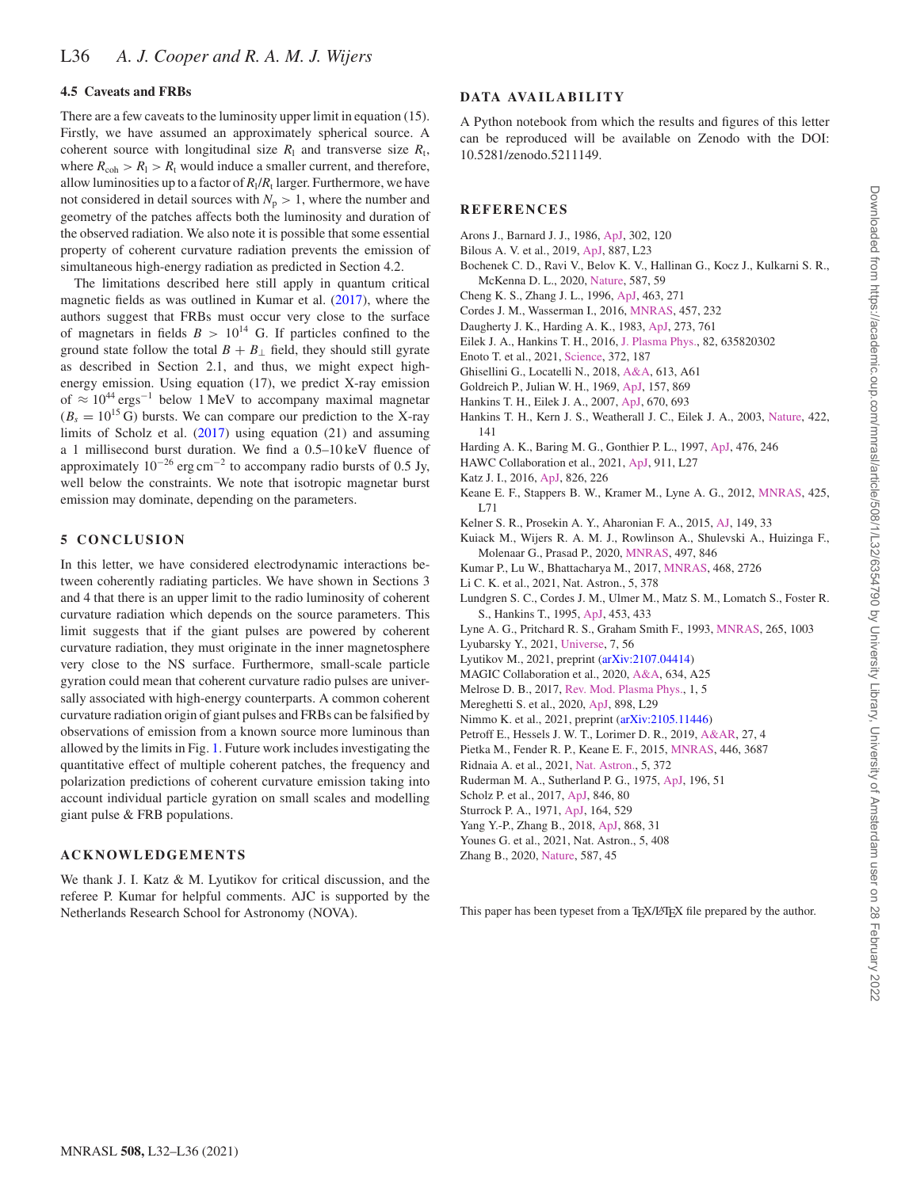### 4.5 Caveats and FRBs

There are a few caveats to the luminosity upper limit in equation (15). Firstly, we have assumed an approximately spherical source. A coherent source with longitudinal size $R_\mathrm{l}$ and transverse size $R_\mathrm{t}$, where $R_\mathrm{coh} > R_\mathrm{l} > R_\mathrm{t}$ would induce a smaller current, and therefore, allow luminosities up to a factor of $R_\mathrm{l}/R_\mathrm{t}$ larger. Furthermore, we have not considered in detail sources with $N_\mathrm{p} > 1$, where the number and geometry of the patches affects both the luminosity and duration of the observed radiation. We also note it is possible that some essential property of coherent curvature radiation prevents the emission of simultaneous high-energy radiation as predicted in Section 4.2.

The limitations described here still apply in quantum critical magnetic fields as was outlined in Kumar et al. (2017), where the authors suggest that FRBs must occur very close to the surface of magnetars in fields $B > 10^{14}$ G. If particles confined to the ground state follow the total $B + B_\perp$ field, they should still gyrate as described in Section 2.1, and thus, we might expect high-energy emission. Using equation (17), we predict X-ray emission of $\approx 10^{44}\,\mathrm{erg\,s^{-1}}$ below 1 MeV to accompany maximal magnetar ($B_s = 10^{15}$ G) bursts. We can compare our prediction to the X-ray limits of Scholz et al. (2017) using equation (21) and assuming a 1 millisecond burst duration. We find a 0.5–10 keV fluence of approximately $10^{-26}\,\mathrm{erg\,cm^{-2}}$ to accompany radio bursts of 0.5 Jy, well below the constraints. We note that isotropic magnetar burst emission may dominate, depending on the parameters.

## 5 CONCLUSION

In this letter, we have considered electrodynamic interactions between coherently radiating particles. We have shown in Sections 3 and 4 that there is an upper limit to the radio luminosity of coherent curvature radiation which depends on the source parameters. This limit suggests that if the giant pulses are powered by coherent curvature radiation, they must originate in the inner magnetosphere very close to the NS surface. Furthermore, small-scale particle gyration could mean that coherent curvature radio pulses are universally associated with high-energy counterparts. A common coherent curvature radiation origin of giant pulses and FRBs can be falsified by observations of emission from a known source more luminous than allowed by the limits in Fig. 1. Future work includes investigating the quantitative effect of multiple coherent patches, the frequency and polarization predictions of coherent curvature emission taking into account individual particle gyration on small scales and modelling giant pulse & FRB populations.

## ACKNOWLEDGEMENTS

We thank J. I. Katz & M. Lyutikov for critical discussion, and the referee P. Kumar for helpful comments. AJC is supported by the Netherlands Research School for Astronomy (NOVA).

## DATA AVAILABILITY

A Python notebook from which the results and figures of this letter can be reproduced will be available on Zenodo with the DOI: 10.5281/zenodo.5211149.

## REFERENCES

Arons J., Barnard J. J., 1986, ApJ, 302, 120
Bilous A. V. et al., 2019, ApJ, 887, L23
Bochenek C. D., Ravi V., Belov K. V., Hallinan G., Kocz J., Kulkarni S. R., McKenna D. L., 2020, Nature, 587, 59
Cheng K. S., Zhang J. L., 1996, ApJ, 463, 271
Cordes J. M., Wasserman I., 2016, MNRAS, 457, 232
Daugherty J. K., Harding A. K., 1983, ApJ, 273, 761
Eilek J. A., Hankins T. H., 2016, J. Plasma Phys., 82, 635820302
Enoto T. et al., 2021, Science, 372, 187
Ghisellini G., Locatelli N., 2018, A&A, 613, A61
Goldreich P., Julian W. H., 1969, ApJ, 157, 869
Hankins T. H., Eilek J. A., 2007, ApJ, 670, 693
Hankins T. H., Kern J. S., Weatherall J. C., Eilek J. A., 2003, Nature, 422, 141
Harding A. K., Baring M. G., Gonthier P. L., 1997, ApJ, 476, 246
HAWC Collaboration et al., 2021, ApJ, 911, L27
Katz J. I., 2016, ApJ, 826, 226
Keane E. F., Stappers B. W., Kramer M., Lyne A. G., 2012, MNRAS, 425, L71
Kelner S. R., Prosekin A. Y., Aharonian F. A., 2015, AJ, 149, 33
Kuiack M., Wijers R. A. M. J., Rowlinson A., Shulevski A., Huizinga F., Molenaar G., Prasad P., 2020, MNRAS, 497, 846
Kumar P., Lu W., Bhattacharya M., 2017, MNRAS, 468, 2726
Li C. K. et al., 2021, Nat. Astron., 5, 378
Lundgren S. C., Cordes J. M., Ulmer M., Matz S. M., Lomatch S., Foster R. S., Hankins T., 1995, ApJ, 453, 433
Lyne A. G., Pritchard R. S., Graham Smith F., 1993, MNRAS, 265, 1003
Lyubarsky Y., 2021, Universe, 7, 56
Lyutikov M., 2021, preprint (arXiv:2107.04414)
MAGIC Collaboration et al., 2020, A&A, 634, A25
Melrose D. B., 2017, Rev. Mod. Plasma Phys., 1, 5
Mereghetti S. et al., 2020, ApJ, 898, L29
Nimmo K. et al., 2021, preprint (arXiv:2105.11446)
Petroff E., Hessels J. W. T., Lorimer D. R., 2019, A&AR, 27, 4
Pietka M., Fender R. P., Keane E. F., 2015, MNRAS, 446, 3687
Ridnaia A. et al., 2021, Nat. Astron., 5, 372
Ruderman M. A., Sutherland P. G., 1975, ApJ, 196, 51
Scholz P. et al., 2017, ApJ, 846, 80
Sturrock P. A., 1971, ApJ, 164, 529
Yang Y.-P., Zhang B., 2018, ApJ, 868, 31
Younes G. et al., 2021, Nat. Astron., 5, 408
Zhang B., 2020, Nature, 587, 45

This paper has been typeset from a TEX/LATEX file prepared by the author.